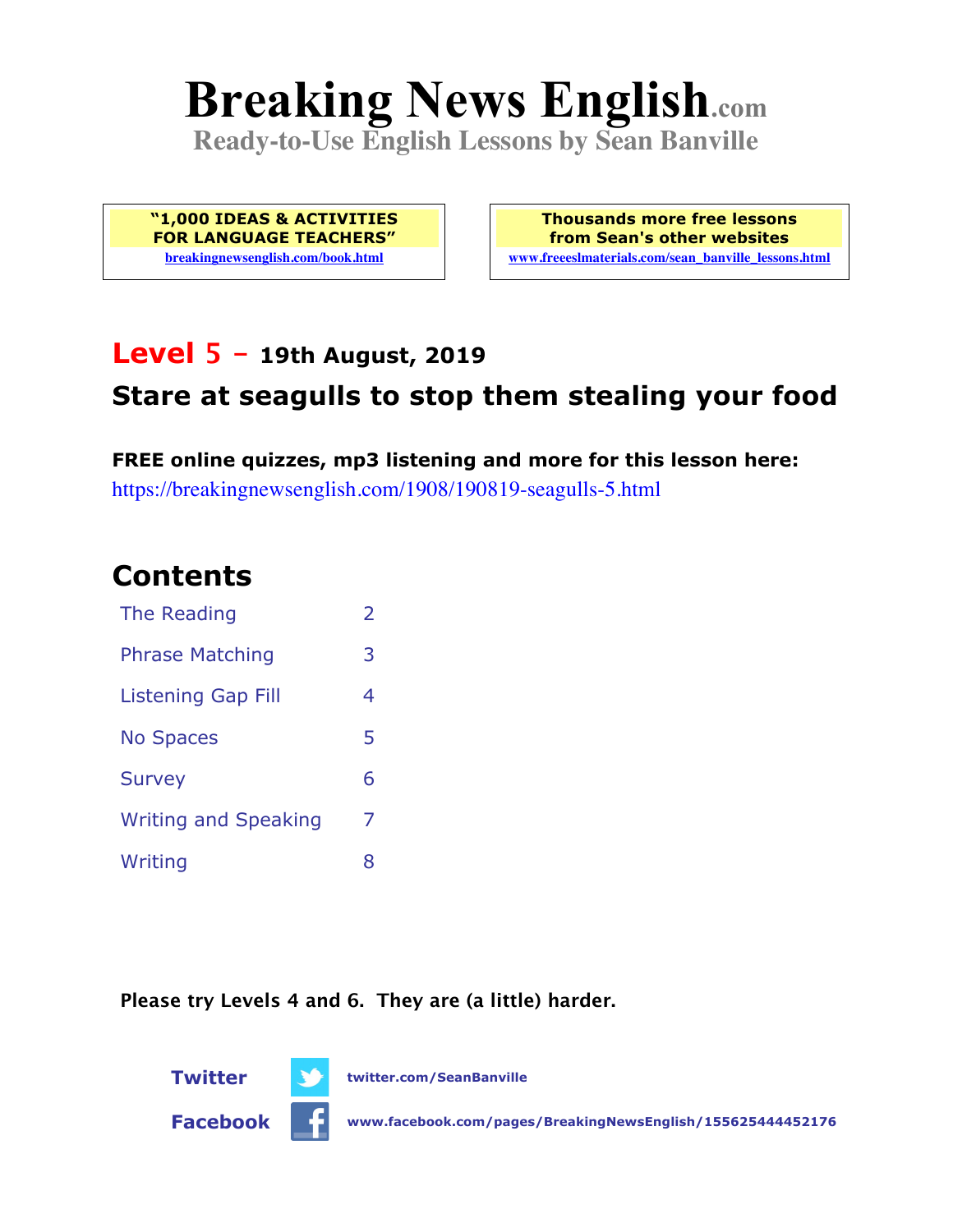# Breaking News English.com

**Ready-to-Use English Lessons by Sean Banville**

**"1,000 IDEAS & ACTIVITIES FOR LANGUAGE TEACHERS"**
breakingnewsenglish.com/book.html

**Thousands more free lessons from Sean's other websites**
www.freeeslmaterials.com/sean_banville_lessons.html

## Level 5 – 19th August, 2019

## Stare at seagulls to stop them stealing your food

**FREE online quizzes, mp3 listening and more for this lesson here:**
https://breakingnewsenglish.com/1908/190819-seagulls-5.html

## Contents

| | |
|---|---|
| The Reading | 2 |
| Phrase Matching | 3 |
| Listening Gap Fill | 4 |
| No Spaces | 5 |
| Survey | 6 |
| Writing and Speaking | 7 |
| Writing | 8 |

**Please try Levels 4 and 6. They are (a little) harder.**

**Twitter** twitter.com/SeanBanville

**Facebook** www.facebook.com/pages/BreakingNewsEnglish/155625444452176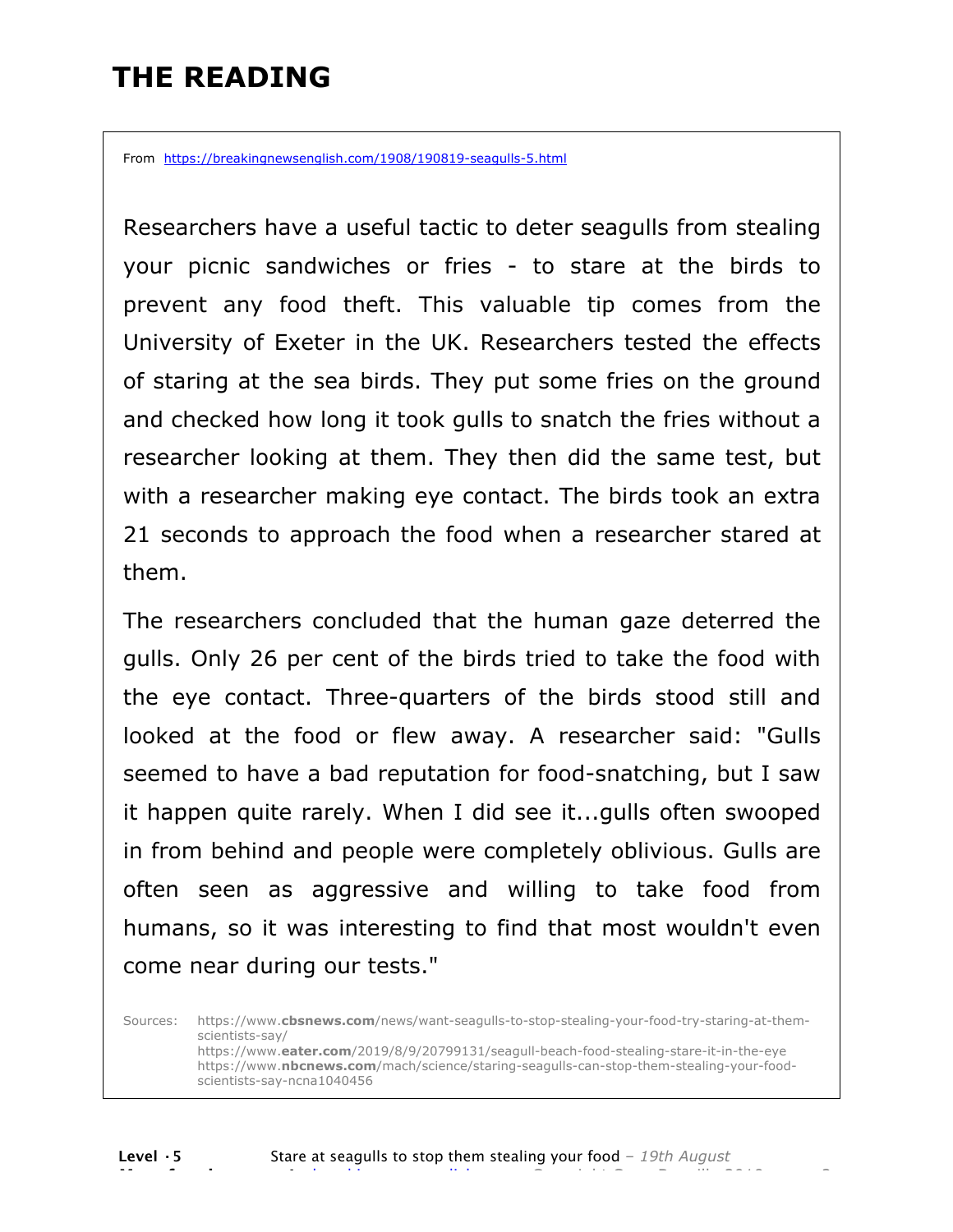# THE READING

From https://breakingnewsenglish.com/1908/190819-seagulls-5.html

Researchers have a useful tactic to deter seagulls from stealing your picnic sandwiches or fries - to stare at the birds to prevent any food theft. This valuable tip comes from the University of Exeter in the UK. Researchers tested the effects of staring at the sea birds. They put some fries on the ground and checked how long it took gulls to snatch the fries without a researcher looking at them. They then did the same test, but with a researcher making eye contact. The birds took an extra 21 seconds to approach the food when a researcher stared at them.

The researchers concluded that the human gaze deterred the gulls. Only 26 per cent of the birds tried to take the food with the eye contact. Three-quarters of the birds stood still and looked at the food or flew away. A researcher said: "Gulls seemed to have a bad reputation for food-snatching, but I saw it happen quite rarely. When I did see it...gulls often swooped in from behind and people were completely oblivious. Gulls are often seen as aggressive and willing to take food from humans, so it was interesting to find that most wouldn't even come near during our tests."

Sources:
https://www.cbsnews.com/news/want-seagulls-to-stop-stealing-your-food-try-staring-at-them-scientists-say/
https://www.eater.com/2019/8/9/20799131/seagull-beach-food-stealing-stare-it-in-the-eye
https://www.nbcnews.com/mach/science/staring-seagulls-can-stop-them-stealing-your-food-scientists-say-ncna1040456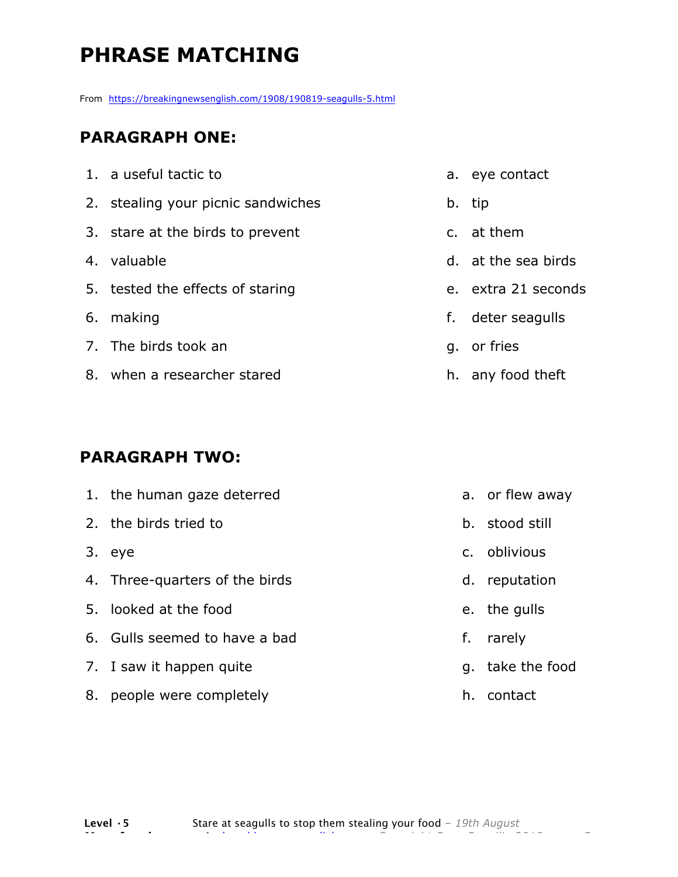# PHRASE MATCHING

From https://breakingnewsenglish.com/1908/190819-seagulls-5.html

## PARAGRAPH ONE:

1. a useful tactic to
2. stealing your picnic sandwiches
3. stare at the birds to prevent
4. valuable
5. tested the effects of staring
6. making
7. The birds took an
8. when a researcher stared

a. eye contact
b. tip
c. at them
d. at the sea birds
e. extra 21 seconds
f. deter seagulls
g. or fries
h. any food theft

## PARAGRAPH TWO:

1. the human gaze deterred
2. the birds tried to
3. eye
4. Three-quarters of the birds
5. looked at the food
6. Gulls seemed to have a bad
7. I saw it happen quite
8. people were completely

a. or flew away
b. stood still
c. oblivious
d. reputation
e. the gulls
f. rarely
g. take the food
h. contact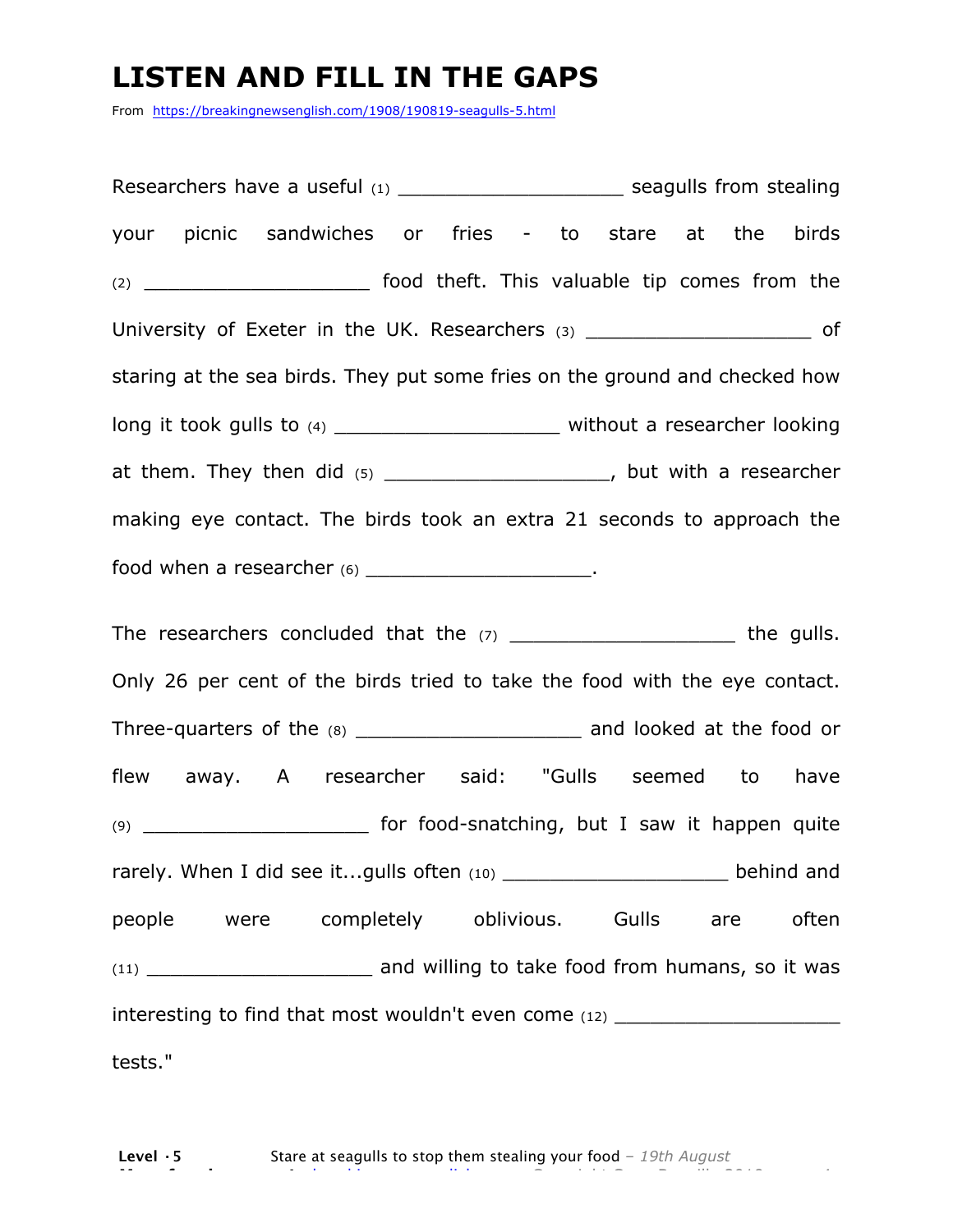# LISTEN AND FILL IN THE GAPS

From https://breakingnewsenglish.com/1908/190819-seagulls-5.html

Researchers have a useful (1) ___________________ seagulls from stealing your picnic sandwiches or fries - to stare at the birds (2) ___________________ food theft. This valuable tip comes from the University of Exeter in the UK. Researchers (3) ___________________ of staring at the sea birds. They put some fries on the ground and checked how long it took gulls to (4) ___________________ without a researcher looking at them. They then did (5) ___________________, but with a researcher making eye contact. The birds took an extra 21 seconds to approach the food when a researcher (6) ___________________.

The researchers concluded that the (7) ___________________ the gulls. Only 26 per cent of the birds tried to take the food with the eye contact. Three-quarters of the (8) ___________________ and looked at the food or flew away. A researcher said: "Gulls seemed to have (9) ___________________ for food-snatching, but I saw it happen quite rarely. When I did see it...gulls often (10) ___________________ behind and people were completely oblivious. Gulls are often (11) ___________________ and willing to take food from humans, so it was interesting to find that most wouldn't even come (12) ___________________ tests."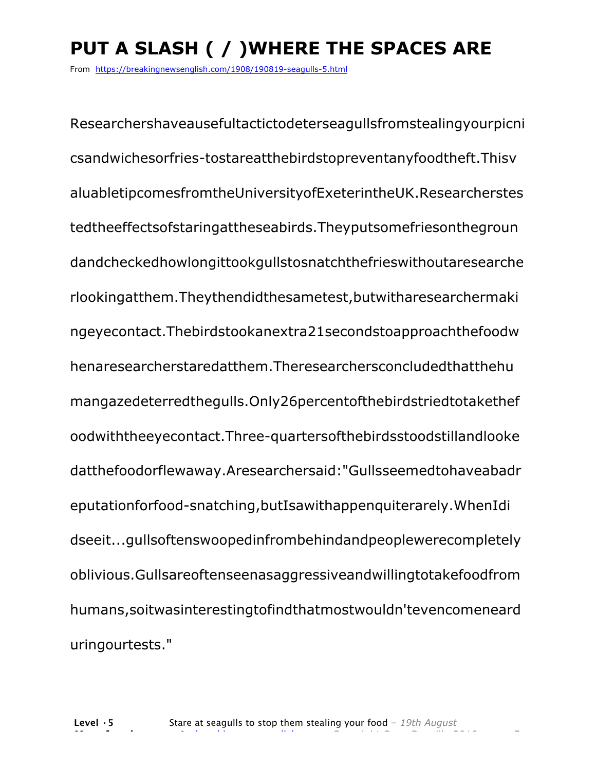# PUT A SLASH ( / )WHERE THE SPACES ARE

From https://breakingnewsenglish.com/1908/190819-seagulls-5.html

Researchershaveausefultactictodeterseagullsfromstealingyourpicni csandwichesorfries-tostareatthebirdstopreventanyfoodtheft.Thisv aluabletipcomesfromtheUniversityofExeterintheUK.Researcherstes tedtheeffectsofstaringattheseabirds.Theyputsomefriesonthegroun dandcheckedhowlongittookgullstosnatchthefrieswithoutaresearche rlookingatthem.Theythendidthesametest,butwitharesearchermaki ngeyecontact.Thebirdstookanextra21secondstoapproachthefoodw henaresearcherstaredatthem.Theresearchersconcludedthatthehu mangazedeterredthegulls.Only26percentofthebirdstriedtotakethef oodwiththeeyecontact.Three-quartersofthebirdsstoodstillandlooke datthefoodorflewaway.Aresearchersaid:"Gullsseemedtohaveabadr eputationforfood-snatching,butIsawithappenquiterarely.WhenIdi dseeit...gullsoftenswoopedinfrombehindandpeoplewerecompletely oblivious.Gullsareoftenseenasaggressiveandwillingtotakefoodfrom humans,soitwasinterestingtofindthatmostwouldn'tevencomeneard uringourtests."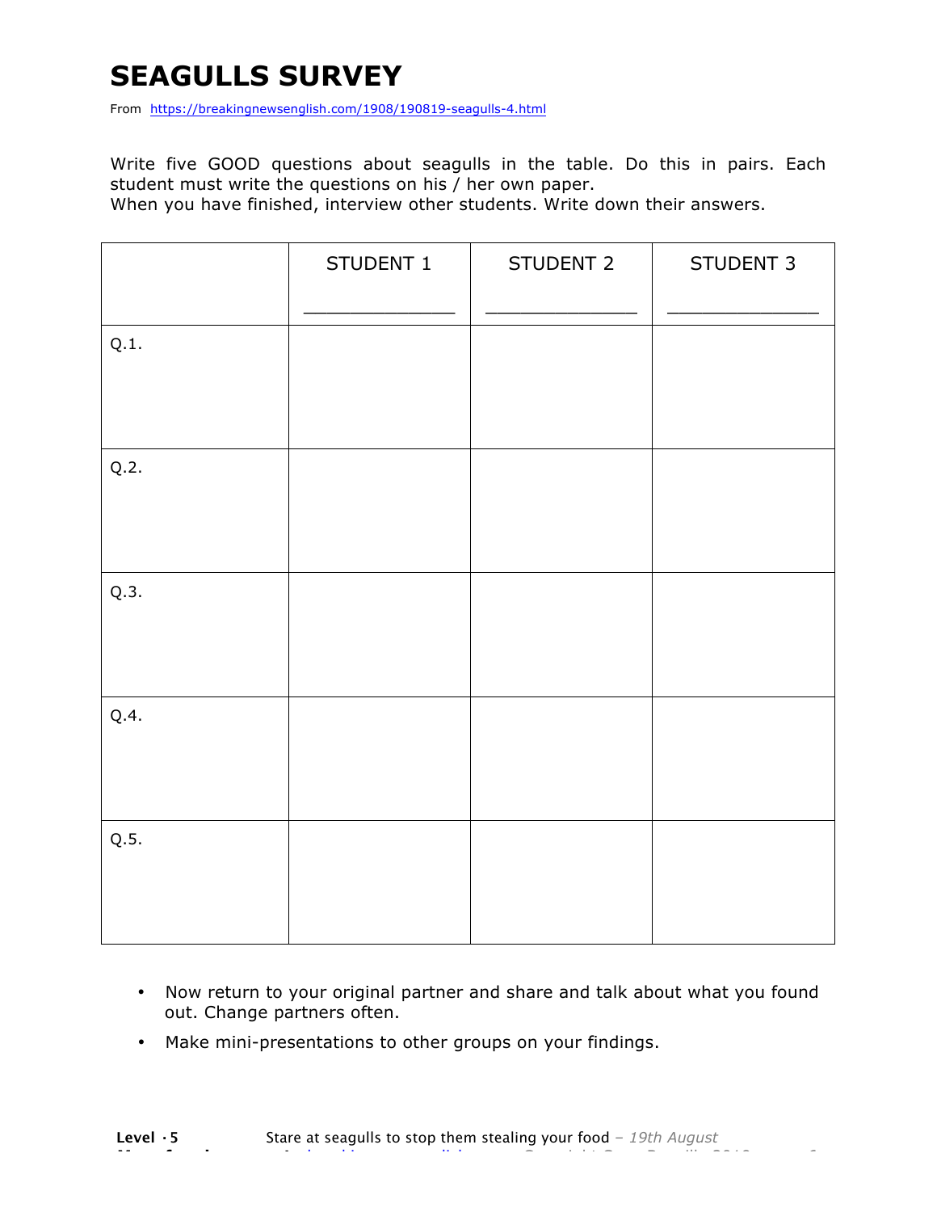# SEAGULLS SURVEY

From https://breakingnewsenglish.com/1908/190819-seagulls-4.html

Write five GOOD questions about seagulls in the table. Do this in pairs. Each student must write the questions on his / her own paper.
When you have finished, interview other students. Write down their answers.

| | STUDENT 1<br>_______________ | STUDENT 2<br>_______________ | STUDENT 3<br>_______________ |
|---|---|---|---|
| Q.1. | | | |
| Q.2. | | | |
| Q.3. | | | |
| Q.4. | | | |
| Q.5. | | | |

- Now return to your original partner and share and talk about what you found out. Change partners often.
- Make mini-presentations to other groups on your findings.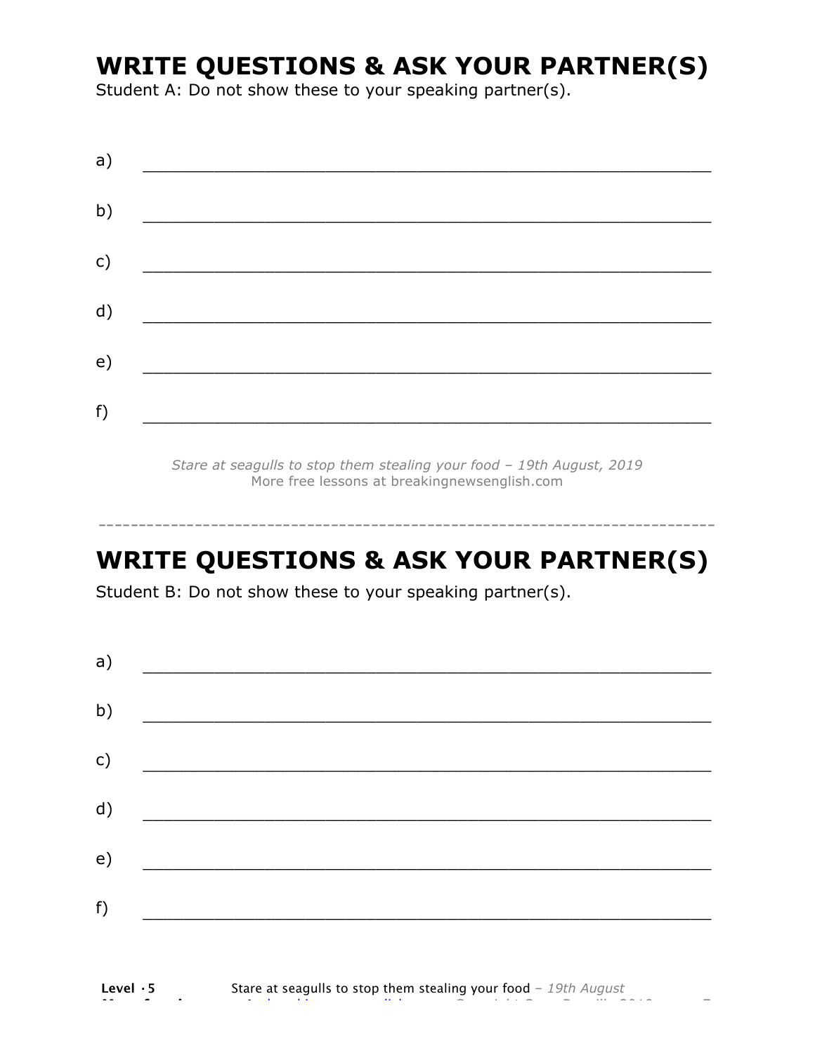## WRITE QUESTIONS & ASK YOUR PARTNER(S)

Student A: Do not show these to your speaking partner(s).

a) ___________________________________________________________

b) ___________________________________________________________

c) ___________________________________________________________

d) ___________________________________________________________

e) ___________________________________________________________

f) ___________________________________________________________

*Stare at seagulls to stop them stealing your food – 19th August, 2019*
More free lessons at breakingnewsenglish.com

------------------------------------------------------------------------------

## WRITE QUESTIONS & ASK YOUR PARTNER(S)

Student B: Do not show these to your speaking partner(s).

a) ___________________________________________________________

b) ___________________________________________________________

c) ___________________________________________________________

d) ___________________________________________________________

e) ___________________________________________________________

f) ___________________________________________________________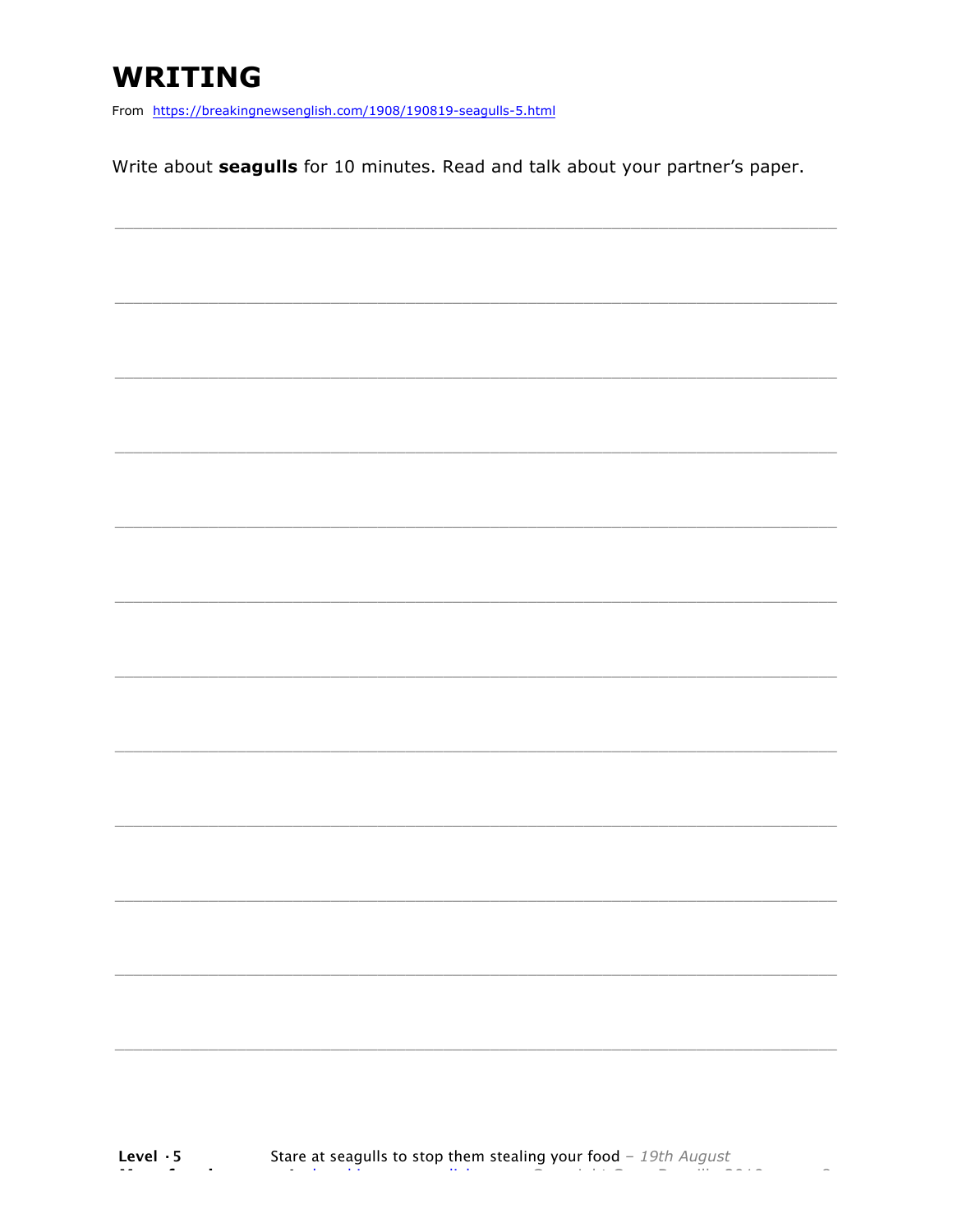# WRITING

From https://breakingnewsenglish.com/1908/190819-seagulls-5.html

Write about **seagulls** for 10 minutes. Read and talk about your partner's paper.